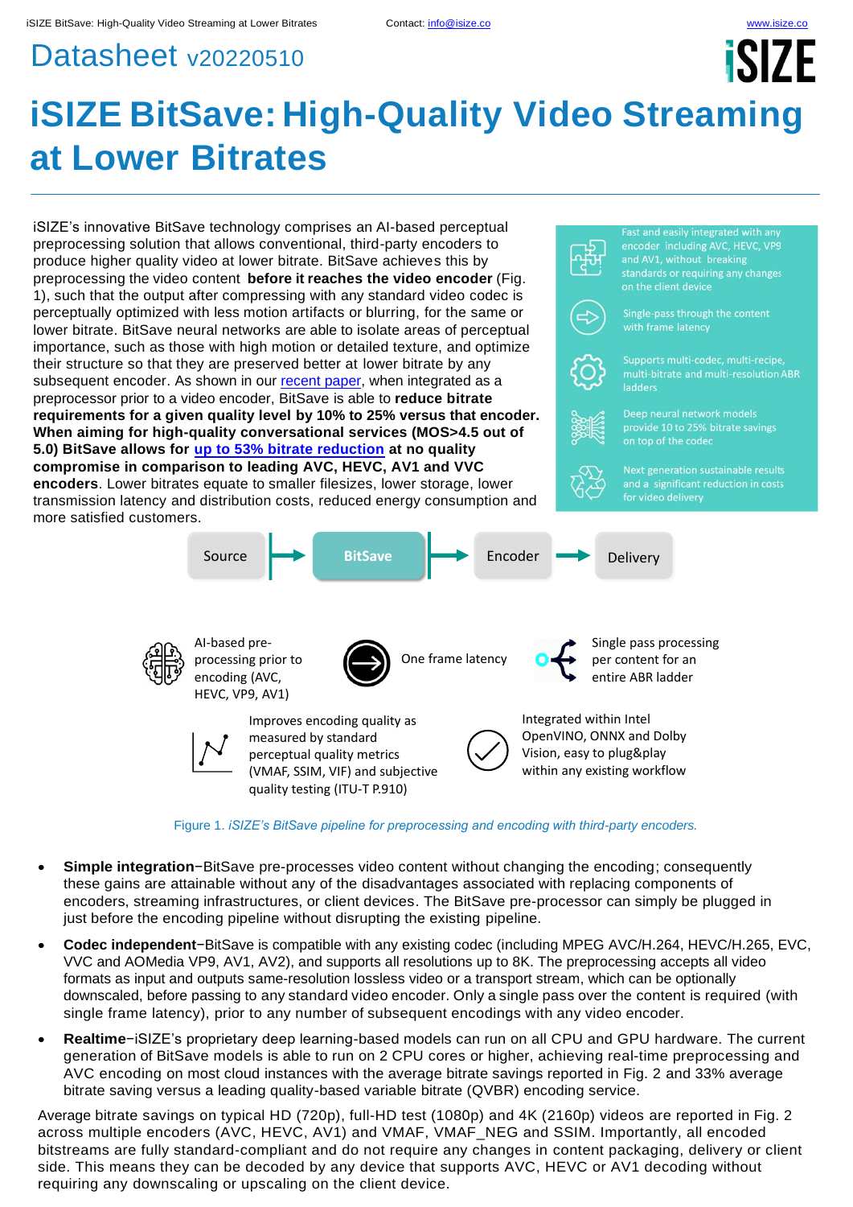# Datasheet v20220510

# iSIZE BitSave: High-Quality Video Streaming at Lower Bitrates

iSIZE's innovative BitSave technology comprises an AI-based perceptual preprocessing solution that allows conventional, third-party encoders to produce higher quality video at lower bitrate. BitSave achieves this by preprocessing the video content **before it reaches the video encoder** (Fig. 1), such that the output after compressing with any standard video codec is perceptually optimized with less motion artifacts or blurring, for the same or lower bitrate. BitSave neural networks are able to isolate areas of perceptual importance, such as those with high motion or detailed texture, and optimize their structure so that they are preserved better at lower bitrate by any subsequent encoder. As shown in our [recent paper](), when integrated as a preprocessor prior to a video encoder, BitSave is able to **reduce bitrate requirements for a given quality level by 10% to 25% versus that encoder. When aiming for high-quality conversational services (MOS>4.5 out of 5.0) BitSave allows for [up to 53% bitrate reduction]() at no quality compromise in comparison to leading AVC, HEVC, AV1 and VVC encoders**. Lower bitrates equate to smaller filesizes, lower storage, lower transmission latency and distribution costs, reduced energy consumption and more satisfied customers.

- Fast and easily integrated with any encoder including AVC, HEVC, VP9 and AV1, without breaking standards or requiring any changes on the client device
- Single-pass through the content with frame latency
- Supports multi-codec, multi-recipe, multi-bitrate and multi-resolution ABR ladders
- Deep neural network models provide 10 to 25% bitrate savings on top of the codec
- Next generation sustainable results and a significant reduction in costs for video delivery

Source → BitSave → Encoder → Delivery

- AI-based pre-processing prior to encoding (AVC, HEVC, VP9, AV1)
- One frame latency
- Single pass processing per content for an entire ABR ladder
- Improves encoding quality as measured by standard perceptual quality metrics (VMAF, SSIM, VIF) and subjective quality testing (ITU-T P.910)
- Integrated within Intel OpenVINO, ONNX and Dolby Vision, easy to plug&play within any existing workflow

Figure 1. *iSIZE's BitSave pipeline for preprocessing and encoding with third-party encoders.*

- **Simple integration**−BitSave pre-processes video content without changing the encoding; consequently these gains are attainable without any of the disadvantages associated with replacing components of encoders, streaming infrastructures, or client devices. The BitSave pre-processor can simply be plugged in just before the encoding pipeline without disrupting the existing pipeline.
- **Codec independent**−BitSave is compatible with any existing codec (including MPEG AVC/H.264, HEVC/H.265, EVC, VVC and AOMedia VP9, AV1, AV2), and supports all resolutions up to 8K. The preprocessing accepts all video formats as input and outputs same-resolution lossless video or a transport stream, which can be optionally downscaled, before passing to any standard video encoder. Only a single pass over the content is required (with single frame latency), prior to any number of subsequent encodings with any video encoder.
- **Realtime**−iSIZE's proprietary deep learning-based models can run on all CPU and GPU hardware. The current generation of BitSave models is able to run on 2 CPU cores or higher, achieving real-time preprocessing and AVC encoding on most cloud instances with the average bitrate savings reported in Fig. 2 and 33% average bitrate saving versus a leading quality-based variable bitrate (QVBR) encoding service.

Average bitrate savings on typical HD (720p), full-HD test (1080p) and 4K (2160p) videos are reported in Fig. 2 across multiple encoders (AVC, HEVC, AV1) and VMAF, VMAF_NEG and SSIM. Importantly, all encoded bitstreams are fully standard-compliant and do not require any changes in content packaging, delivery or client side. This means they can be decoded by any device that supports AVC, HEVC or AV1 decoding without requiring any downscaling or upscaling on the client device.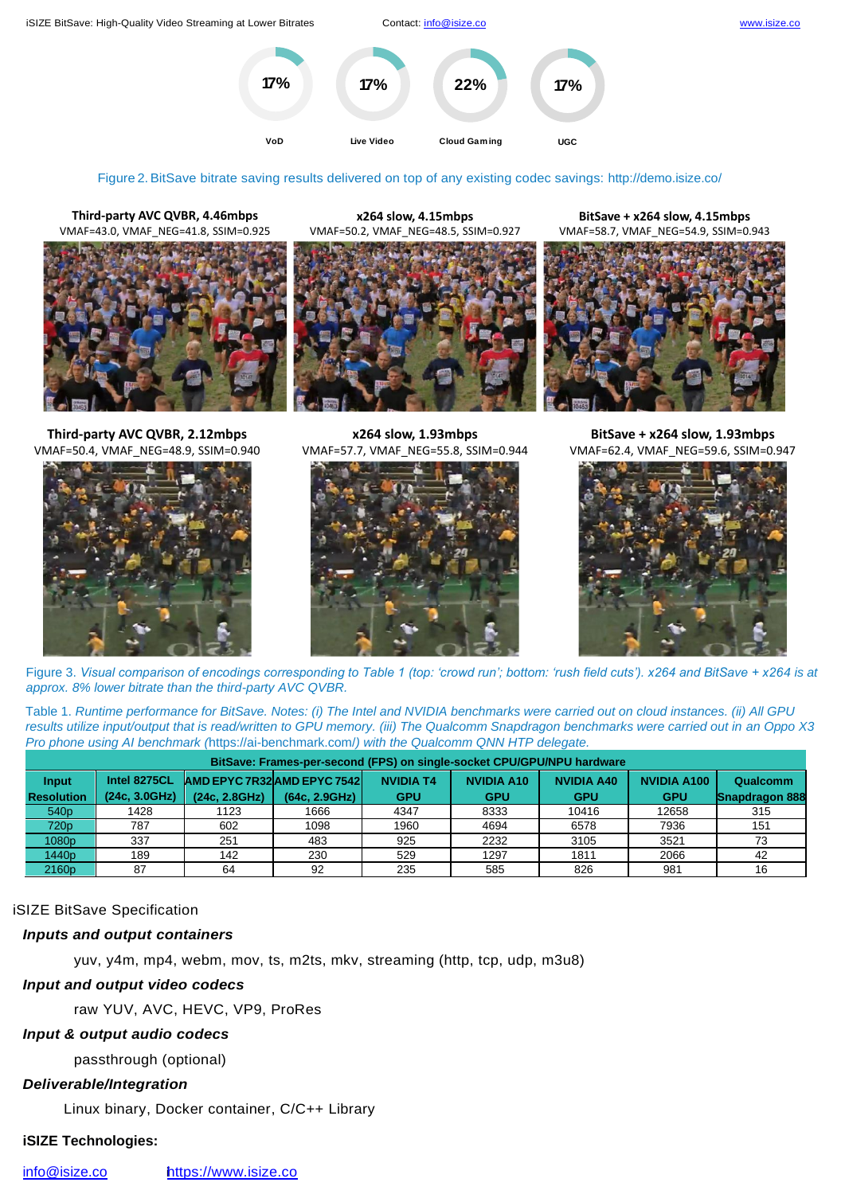17%

VoD

17%

Live Video

22%

Cloud Gaming

17%

UGC

Figure 2. BitSave bitrate saving results delivered on top of any existing codec savings: http://demo.isize.co/

**Third-party AVC QVBR, 4.46mbps**
VMAF=43.0, VMAF_NEG=41.8, SSIM=0.925

**x264 slow, 4.15mbps**
VMAF=50.2, VMAF_NEG=48.5, SSIM=0.927

**BitSave + x264 slow, 4.15mbps**
VMAF=58.7, VMAF_NEG=54.9, SSIM=0.943

**Third-party AVC QVBR, 2.12mbps**
VMAF=50.4, VMAF_NEG=48.9, SSIM=0.940

**x264 slow, 1.93mbps**
VMAF=57.7, VMAF_NEG=55.8, SSIM=0.944

**BitSave + x264 slow, 1.93mbps**
VMAF=62.4, VMAF_NEG=59.6, SSIM=0.947

Figure 3. *Visual comparison of encodings corresponding to Table 1 (top: 'crowd run'; bottom: 'rush field cuts'). x264 and BitSave + x264 is at approx. 8% lower bitrate than the third-party AVC QVBR.*

Table 1. *Runtime performance for BitSave. Notes: (i) The Intel and NVIDIA benchmarks were carried out on cloud instances. (ii) All GPU results utilize input/output that is read/written to GPU memory. (iii) The Qualcomm Snapdragon benchmarks were carried out in an Oppo X3 Pro phone using AI benchmark (*https://ai-benchmark.com/*) with the Qualcomm QNN HTP delegate.*

| BitSave: Frames-per-second (FPS) on single-socket CPU/GPU/NPU hardware | | | | | | | | |
|---|---|---|---|---|---|---|---|---|
| **Input Resolution** | **Intel 8275CL (24c, 3.0GHz)** | **AMD EPYC 7R32 (24c, 2.8GHz)** | **AMD EPYC 7542 (64c, 2.9GHz)** | **NVIDIA T4 GPU** | **NVIDIA A10 GPU** | **NVIDIA A40 GPU** | **NVIDIA A100 GPU** | **Qualcomm Snapdragon 888** |
| 540p | 1428 | 1123 | 1666 | 4347 | 8333 | 10416 | 12658 | 315 |
| 720p | 787 | 602 | 1098 | 1960 | 4694 | 6578 | 7936 | 151 |
| 1080p | 337 | 251 | 483 | 925 | 2232 | 3105 | 3521 | 73 |
| 1440p | 189 | 142 | 230 | 529 | 1297 | 1811 | 2066 | 42 |
| 2160p | 87 | 64 | 92 | 235 | 585 | 826 | 981 | 16 |

## iSIZE BitSave Specification

***Inputs and output containers***

yuv, y4m, mp4, webm, mov, ts, m2ts, mkv, streaming (http, tcp, udp, m3u8)

***Input and output video codecs***

raw YUV, AVC, HEVC, VP9, ProRes

***Input & output audio codecs***

passthrough (optional)

***Deliverable/Integration***

Linux binary, Docker container, C/C++ Library

**iSIZE Technologies:**

info@isize.co https://www.isize.co